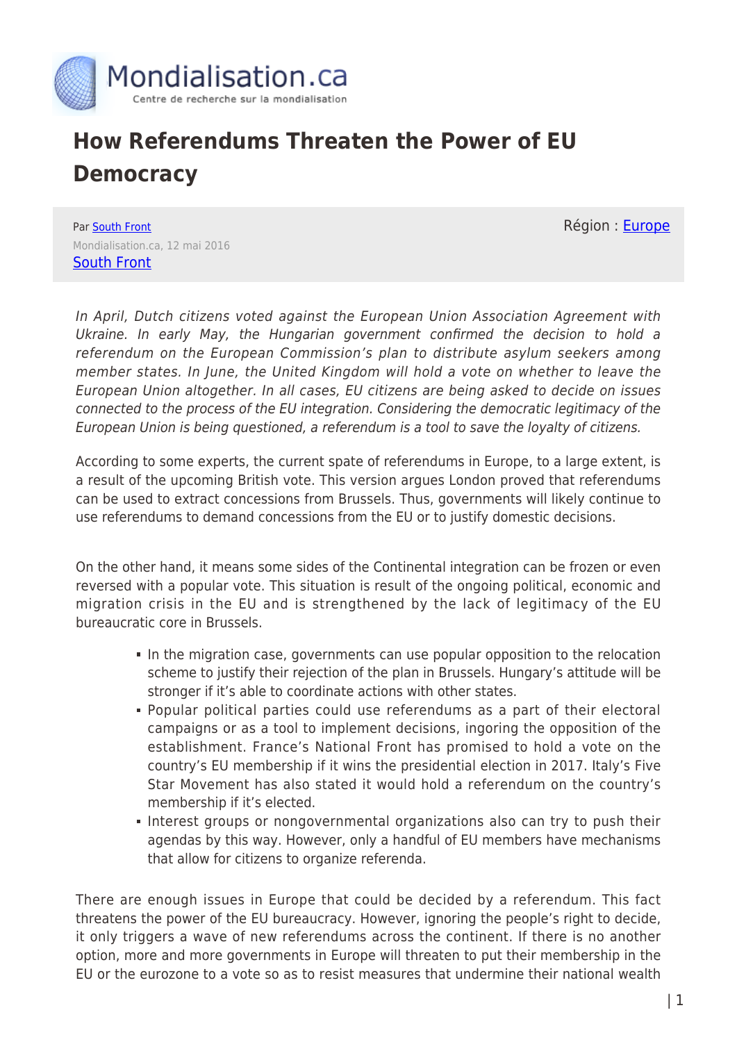Mondialisation.ca

Centre de recherche sur la mondialisation

# How Referendums Threaten the Power of EU Democracy

Par South Front

Mondialisation.ca, 12 mai 2016

South Front

Région : Europe

*In April, Dutch citizens voted against the European Union Association Agreement with Ukraine. In early May, the Hungarian government confirmed the decision to hold a referendum on the European Commission's plan to distribute asylum seekers among member states. In June, the United Kingdom will hold a vote on whether to leave the European Union altogether. In all cases, EU citizens are being asked to decide on issues connected to the process of the EU integration. Considering the democratic legitimacy of the European Union is being questioned, a referendum is a tool to save the loyalty of citizens.*

According to some experts, the current spate of referendums in Europe, to a large extent, is a result of the upcoming British vote. This version argues London proved that referendums can be used to extract concessions from Brussels. Thus, governments will likely continue to use referendums to demand concessions from the EU or to justify domestic decisions.

On the other hand, it means some sides of the Continental integration can be frozen or even reversed with a popular vote. This situation is result of the ongoing political, economic and migration crisis in the EU and is strengthened by the lack of legitimacy of the EU bureaucratic core in Brussels.

- In the migration case, governments can use popular opposition to the relocation scheme to justify their rejection of the plan in Brussels. Hungary's attitude will be stronger if it's able to coordinate actions with other states.
- Popular political parties could use referendums as a part of their electoral campaigns or as a tool to implement decisions, ingoring the opposition of the establishment. France's National Front has promised to hold a vote on the country's EU membership if it wins the presidential election in 2017. Italy's Five Star Movement has also stated it would hold a referendum on the country's membership if it's elected.
- Interest groups or nongovernmental organizations also can try to push their agendas by this way. However, only a handful of EU members have mechanisms that allow for citizens to organize referenda.

There are enough issues in Europe that could be decided by a referendum. This fact threatens the power of the EU bureaucracy. However, ignoring the people's right to decide, it only triggers a wave of new referendums across the continent. If there is no another option, more and more governments in Europe will threaten to put their membership in the EU or the eurozone to a vote so as to resist measures that undermine their national wealth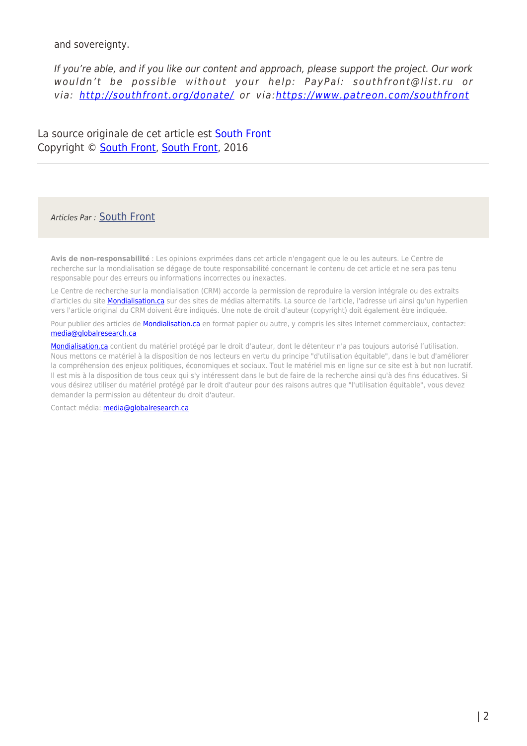and sovereignty.

*If you're able, and if you like our content and approach, please support the project. Our work wouldn't be possible without your help: PayPal: southfront@list.ru or via: [http://southfront.org/donate/](http://southfront.org/donate/) or via:[https://www.patreon.com/southfront](https://www.patreon.com/southfront)*

La source originale de cet article est South Front
Copyright © South Front, South Front, 2016

---

*Articles Par :* South Front

**Avis de non-responsabilité** : Les opinions exprimées dans cet article n'engagent que le ou les auteurs. Le Centre de recherche sur la mondialisation se dégage de toute responsabilité concernant le contenu de cet article et ne sera pas tenu responsable pour des erreurs ou informations incorrectes ou inexactes.

Le Centre de recherche sur la mondialisation (CRM) accorde la permission de reproduire la version intégrale ou des extraits d'articles du site Mondialisation.ca sur des sites de médias alternatifs. La source de l'article, l'adresse url ainsi qu'un hyperlien vers l'article original du CRM doivent être indiqués. Une note de droit d'auteur (copyright) doit également être indiquée.

Pour publier des articles de Mondialisation.ca en format papier ou autre, y compris les sites Internet commerciaux, contactez: media@globalresearch.ca

Mondialisation.ca contient du matériel protégé par le droit d'auteur, dont le détenteur n'a pas toujours autorisé l'utilisation. Nous mettons ce matériel à la disposition de nos lecteurs en vertu du principe "d'utilisation équitable", dans le but d'améliorer la compréhension des enjeux politiques, économiques et sociaux. Tout le matériel mis en ligne sur ce site est à but non lucratif. Il est mis à la disposition de tous ceux qui s'y intéressent dans le but de faire de la recherche ainsi qu'à des fins éducatives. Si vous désirez utiliser du matériel protégé par le droit d'auteur pour des raisons autres que "l'utilisation équitable", vous devez demander la permission au détenteur du droit d'auteur.

Contact média: media@globalresearch.ca